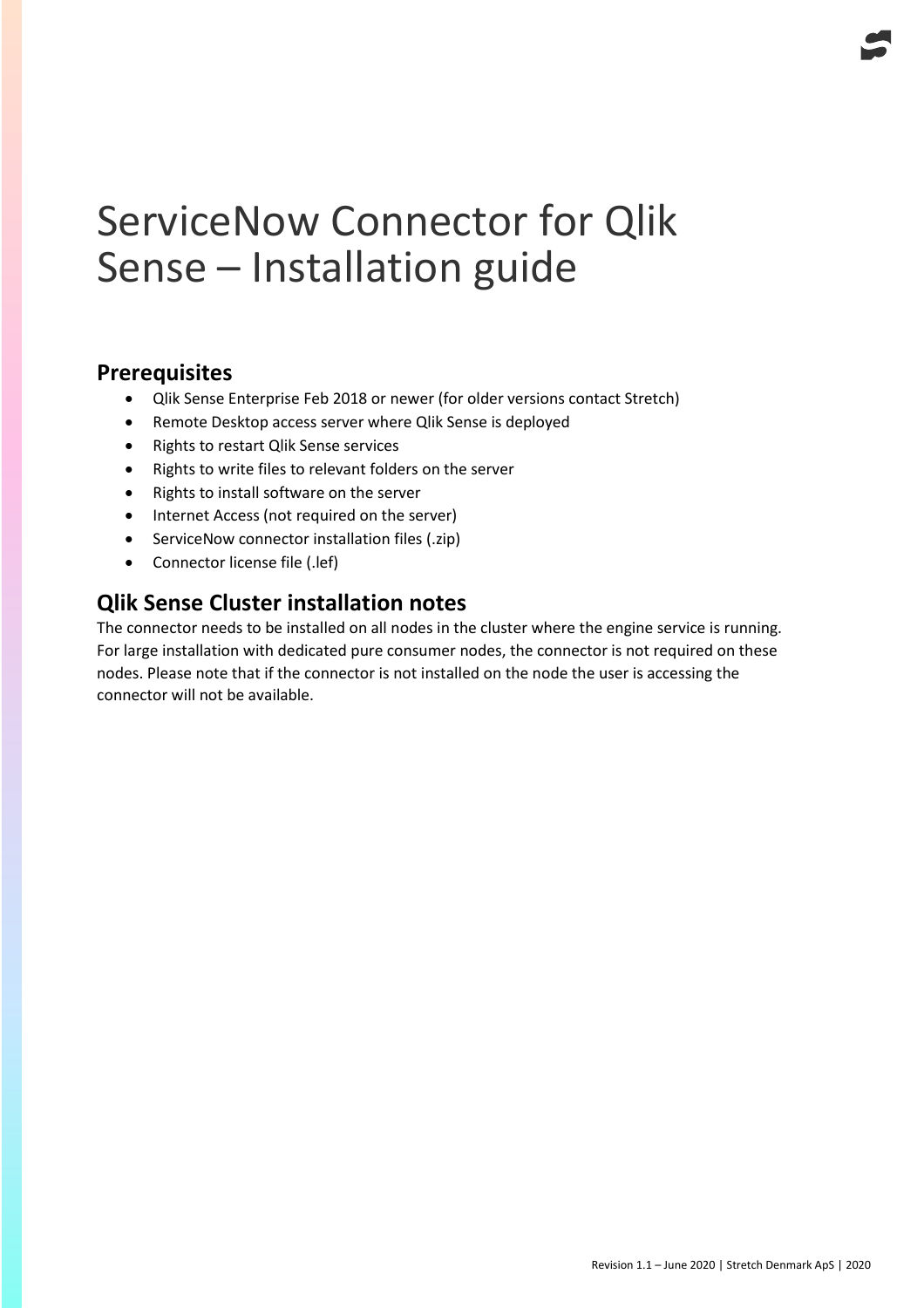# ServiceNow Connector for Qlik Sense – Installation guide

## Prerequisites

- Qlik Sense Enterprise Feb 2018 or newer (for older versions contact Stretch)
- Remote Desktop access server where Qlik Sense is deployed
- Rights to restart Qlik Sense services
- Rights to write files to relevant folders on the server
- Rights to install software on the server
- Internet Access (not required on the server)
- ServiceNow connector installation files (.zip)
- Connector license file (.lef)

## Qlik Sense Cluster installation notes

The connector needs to be installed on all nodes in the cluster where the engine service is running. For large installation with dedicated pure consumer nodes, the connector is not required on these nodes. Please note that if the connector is not installed on the node the user is accessing the connector will not be available.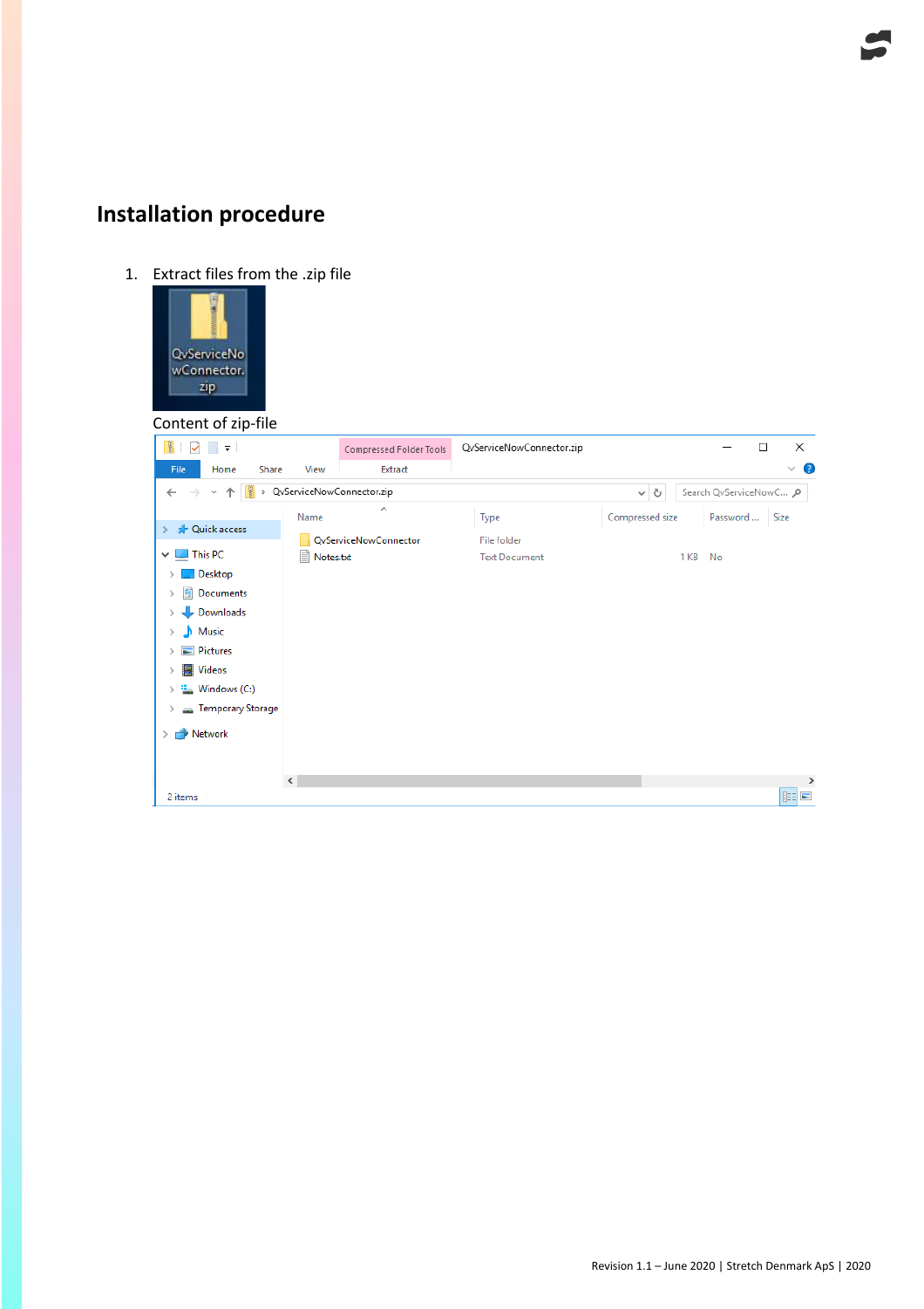## Installation procedure

1. Extract files from the .zip file

Content of zip-file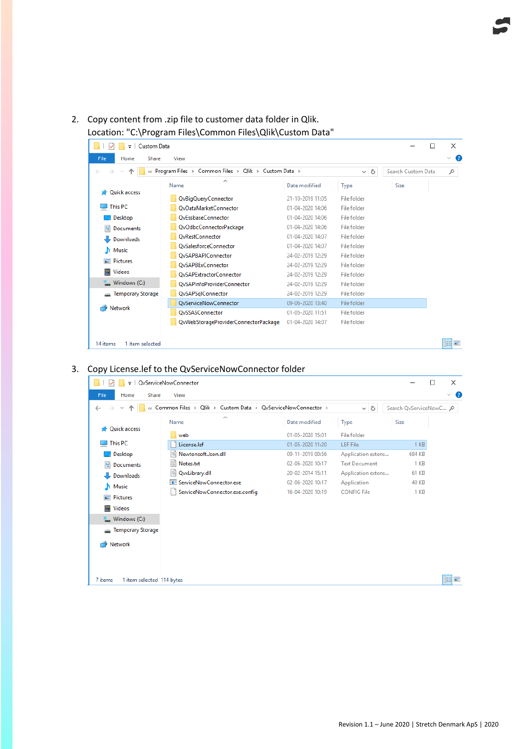2. Copy content from .zip file to customer data folder in Qlik.
   Location: "C:\Program Files\Common Files\Qlik\Custom Data"

3. Copy License.lef to the QvServiceNowConnector folder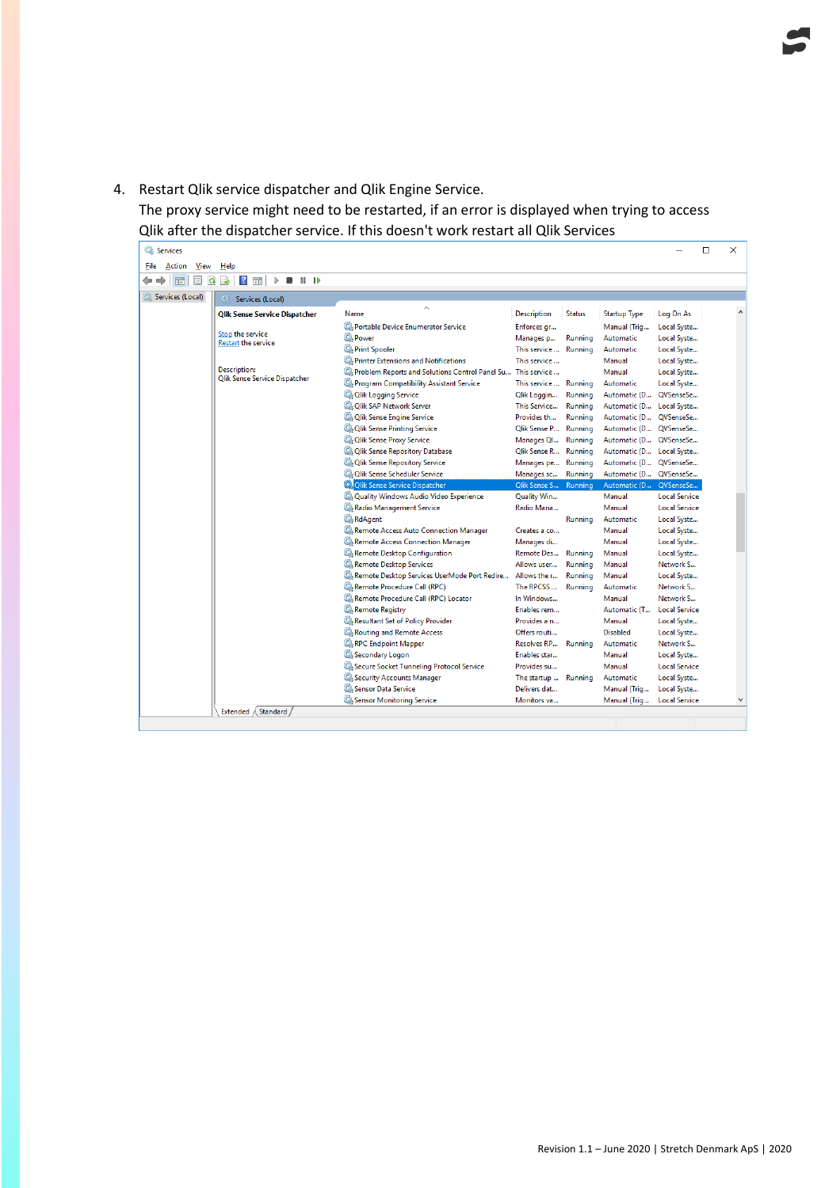4. Restart Qlik service dispatcher and Qlik Engine Service.
   The proxy service might need to be restarted, if an error is displayed when trying to access Qlik after the dispatcher service. If this doesn't work restart all Qlik Services